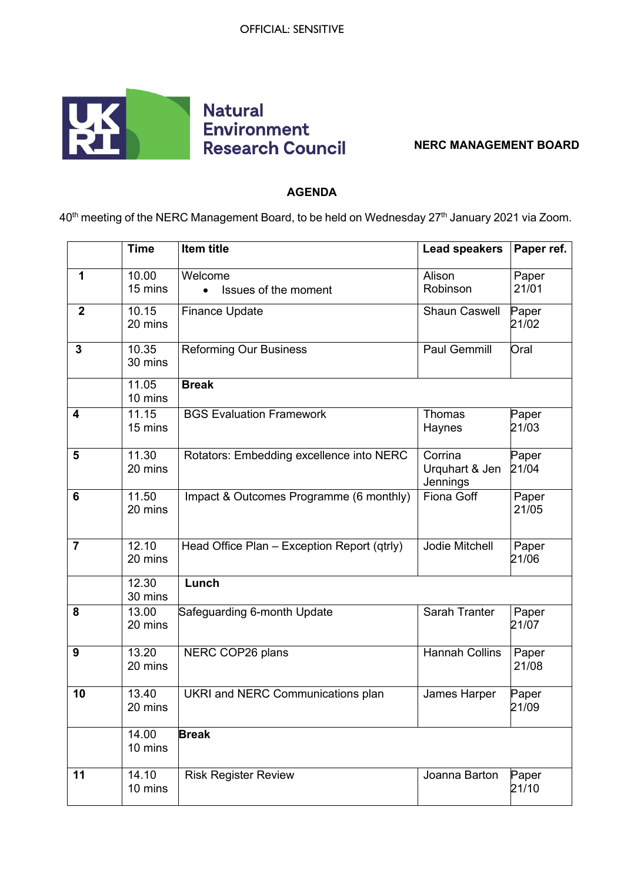OFFICIAL: SENSITIVE

Natural Environment Research Council

**NERC MANAGEMENT BOARD**

## AGENDA

40th meeting of the NERC Management Board, to be held on Wednesday 27th January 2021 via Zoom.

| | Time | Item title | Lead speakers | Paper ref. |
|---|---|---|---|---|
| **1** | 10.00 15 mins | Welcome<br>• Issues of the moment | Alison Robinson | Paper 21/01 |
| **2** | 10.15 20 mins | Finance Update | Shaun Caswell | Paper 21/02 |
| **3** | 10.35 30 mins | Reforming Our Business | Paul Gemmill | Oral |
| | 11.05 10 mins | **Break** | | |
| **4** | 11.15 15 mins | BGS Evaluation Framework | Thomas Haynes | Paper 21/03 |
| **5** | 11.30 20 mins | Rotators: Embedding excellence into NERC | Corrina Urquhart & Jen Jennings | Paper 21/04 |
| **6** | 11.50 20 mins | Impact & Outcomes Programme (6 monthly) | Fiona Goff | Paper 21/05 |
| **7** | 12.10 20 mins | Head Office Plan – Exception Report (qtrly) | Jodie Mitchell | Paper 21/06 |
| | 12.30 30 mins | **Lunch** | | |
| **8** | 13.00 20 mins | Safeguarding 6-month Update | Sarah Tranter | Paper 21/07 |
| **9** | 13.20 20 mins | NERC COP26 plans | Hannah Collins | Paper 21/08 |
| **10** | 13.40 20 mins | UKRI and NERC Communications plan | James Harper | Paper 21/09 |
| | 14.00 10 mins | **Break** | | |
| **11** | 14.10 10 mins | Risk Register Review | Joanna Barton | Paper 21/10 |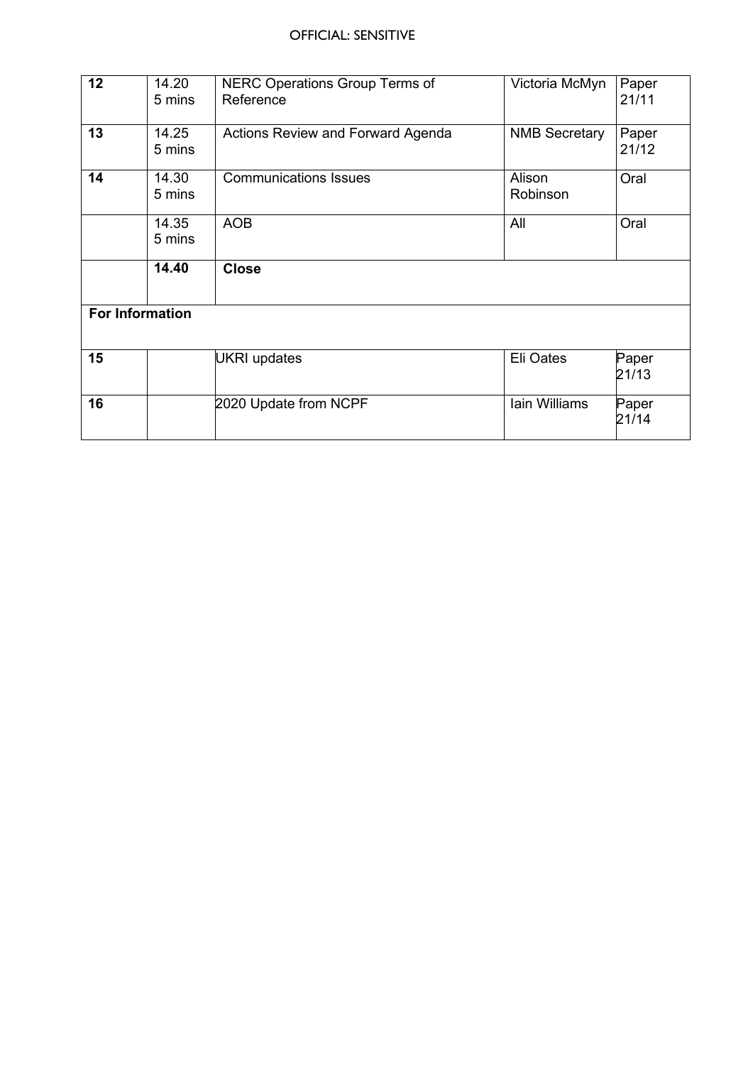| | | | | |
|---|---|---|---|---|
| **12** | 14.20<br>5 mins | NERC Operations Group Terms of Reference | Victoria McMyn | Paper 21/11 |
| **13** | 14.25<br>5 mins | Actions Review and Forward Agenda | NMB Secretary | Paper 21/12 |
| **14** | 14.30<br>5 mins | Communications Issues | Alison Robinson | Oral |
| | 14.35<br>5 mins | AOB | All | Oral |
| | **14.40** | **Close** | | |
| **For Information** | | | | |
| **15** | | UKRI updates | Eli Oates | Paper 21/13 |
| **16** | | 2020 Update from NCPF | Iain Williams | Paper 21/14 |